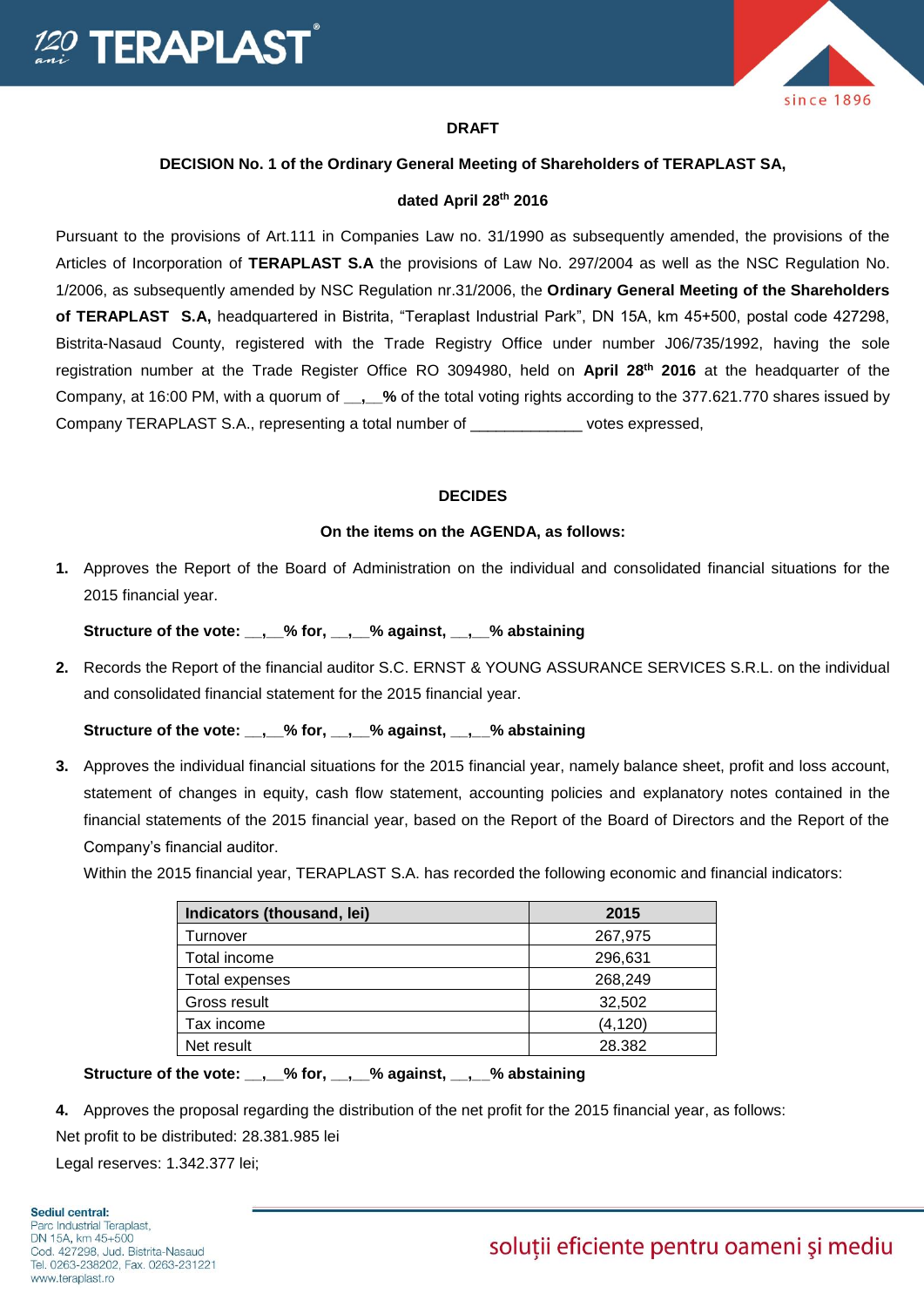**DRAFT**

**DECISION No. 1 of the Ordinary General Meeting of Shareholders of TERAPLAST SA,**

**dated April 28th 2016**

Pursuant to the provisions of Art.111 in Companies Law no. 31/1990 as subsequently amended, the provisions of the Articles of Incorporation of **TERAPLAST S.A** the provisions of Law No. 297/2004 as well as the NSC Regulation No. 1/2006, as subsequently amended by NSC Regulation nr.31/2006, the **Ordinary General Meeting of the Shareholders of TERAPLAST S.A,** headquartered in Bistrita, "Teraplast Industrial Park", DN 15A, km 45+500, postal code 427298, Bistrita-Nasaud County, registered with the Trade Registry Office under number J06/735/1992, having the sole registration number at the Trade Register Office RO 3094980, held on **April 28th 2016** at the headquarter of the Company, at 16:00 PM, with a quorum of **__,__%** of the total voting rights according to the 377.621.770 shares issued by Company TERAPLAST S.A., representing a total number of _____________ votes expressed,

**DECIDES**

**On the items on the AGENDA, as follows:**

1. Approves the Report of the Board of Administration on the individual and consolidated financial situations for the 2015 financial year.

   **Structure of the vote: __,__% for, __,__% against, __,__% abstaining**

2. Records the Report of the financial auditor S.C. ERNST & YOUNG ASSURANCE SERVICES S.R.L. on the individual and consolidated financial statement for the 2015 financial year.

   **Structure of the vote: __,__% for, __,__% against, __,__% abstaining**

3. Approves the individual financial situations for the 2015 financial year, namely balance sheet, profit and loss account, statement of changes in equity, cash flow statement, accounting policies and explanatory notes contained in the financial statements of the 2015 financial year, based on the Report of the Board of Directors and the Report of the Company's financial auditor.
   Within the 2015 financial year, TERAPLAST S.A. has recorded the following economic and financial indicators:

| Indicators (thousand, lei) | 2015 |
|---|---|
| Turnover | 267,975 |
| Total income | 296,631 |
| Total expenses | 268,249 |
| Gross result | 32,502 |
| Tax income | (4,120) |
| Net result | 28.382 |

   **Structure of the vote: __,__% for, __,__% against, __,__% abstaining**

4. Approves the proposal regarding the distribution of the net profit for the 2015 financial year, as follows:

Net profit to be distributed: 28.381.985 lei

Legal reserves: 1.342.377 lei;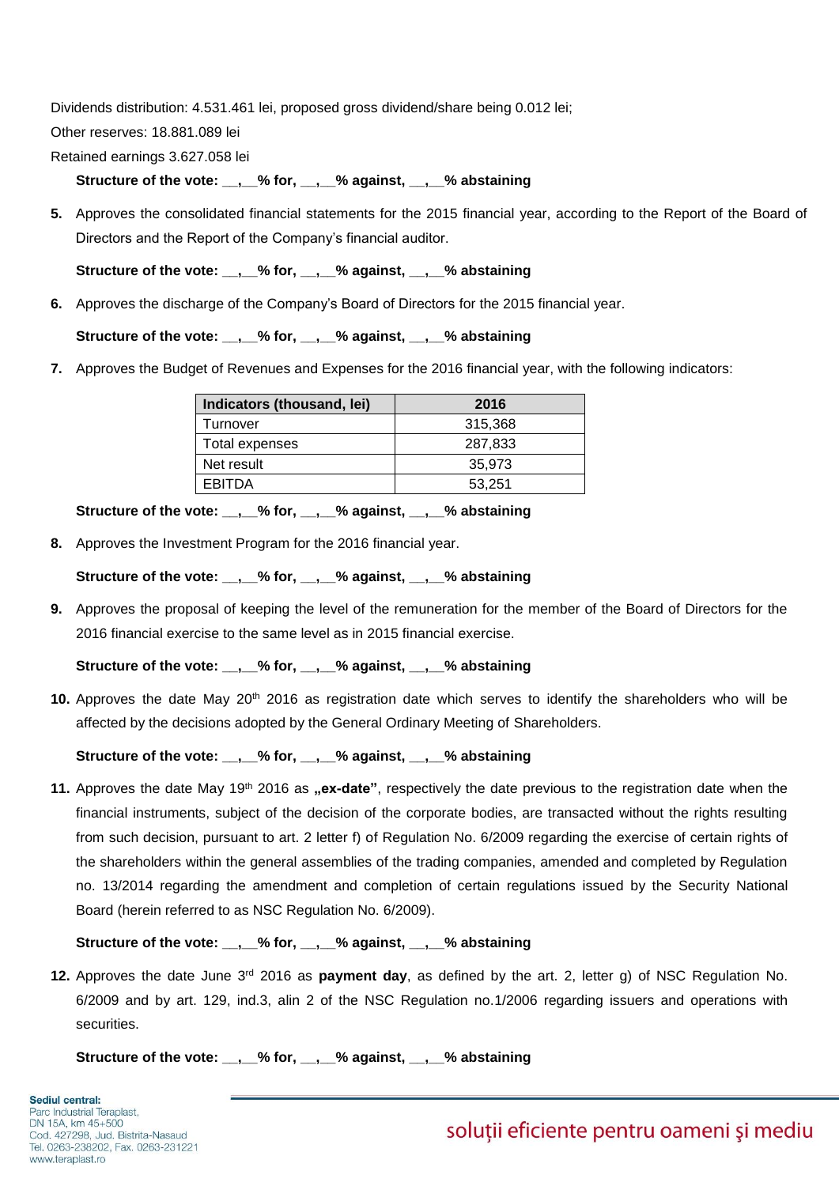Dividends distribution: 4.531.461 lei, proposed gross dividend/share being 0.012 lei;

Other reserves: 18.881.089 lei

Retained earnings 3.627.058 lei

**Structure of the vote: __,__% for, __,__% against, __,__% abstaining**

5. Approves the consolidated financial statements for the 2015 financial year, according to the Report of the Board of Directors and the Report of the Company's financial auditor.

   **Structure of the vote: __,__% for, __,__% against, __,__% abstaining**

6. Approves the discharge of the Company's Board of Directors for the 2015 financial year.

   **Structure of the vote: __,__% for, __,__% against, __,__% abstaining**

7. Approves the Budget of Revenues and Expenses for the 2016 financial year, with the following indicators:

| Indicators (thousand, lei) | 2016 |
| --- | --- |
| Turnover | 315,368 |
| Total expenses | 287,833 |
| Net result | 35,973 |
| EBITDA | 53,251 |

   **Structure of the vote: __,__% for, __,__% against, __,__% abstaining**

8. Approves the Investment Program for the 2016 financial year.

   **Structure of the vote: __,__% for, __,__% against, __,__% abstaining**

9. Approves the proposal of keeping the level of the remuneration for the member of the Board of Directors for the 2016 financial exercise to the same level as in 2015 financial exercise.

   **Structure of the vote: __,__% for, __,__% against, __,__% abstaining**

10. Approves the date May 20th 2016 as registration date which serves to identify the shareholders who will be affected by the decisions adopted by the General Ordinary Meeting of Shareholders.

    **Structure of the vote: __,__% for, __,__% against, __,__% abstaining**

11. Approves the date May 19th 2016 as **„ex-date"**, respectively the date previous to the registration date when the financial instruments, subject of the decision of the corporate bodies, are transacted without the rights resulting from such decision, pursuant to art. 2 letter f) of Regulation No. 6/2009 regarding the exercise of certain rights of the shareholders within the general assemblies of the trading companies, amended and completed by Regulation no. 13/2014 regarding the amendment and completion of certain regulations issued by the Security National Board (herein referred to as NSC Regulation No. 6/2009).

    **Structure of the vote: __,__% for, __,__% against, __,__% abstaining**

12. Approves the date June 3rd 2016 as **payment day**, as defined by the art. 2, letter g) of NSC Regulation No. 6/2009 and by art. 129, ind.3, alin 2 of the NSC Regulation no.1/2006 regarding issuers and operations with securities.

    **Structure of the vote: __,__% for, __,__% against, __,__% abstaining**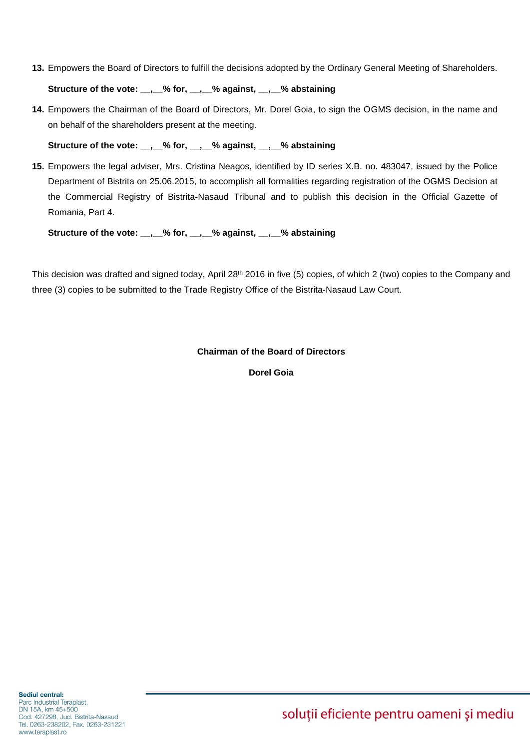13. Empowers the Board of Directors to fulfill the decisions adopted by the Ordinary General Meeting of Shareholders.

    **Structure of the vote: __,__% for, __,__% against, __,__% abstaining**

14. Empowers the Chairman of the Board of Directors, Mr. Dorel Goia, to sign the OGMS decision, in the name and on behalf of the shareholders present at the meeting.

    **Structure of the vote: __,__% for, __,__% against, __,__% abstaining**

15. Empowers the legal adviser, Mrs. Cristina Neagos, identified by ID series X.B. no. 483047, issued by the Police Department of Bistrita on 25.06.2015, to accomplish all formalities regarding registration of the OGMS Decision at the Commercial Registry of Bistrita-Nasaud Tribunal and to publish this decision in the Official Gazette of Romania, Part 4.

    **Structure of the vote: __,__% for, __,__% against, __,__% abstaining**

This decision was drafted and signed today, April 28th 2016 in five (5) copies, of which 2 (two) copies to the Company and three (3) copies to be submitted to the Trade Registry Office of the Bistrita-Nasaud Law Court.

**Chairman of the Board of Directors**

**Dorel Goia**